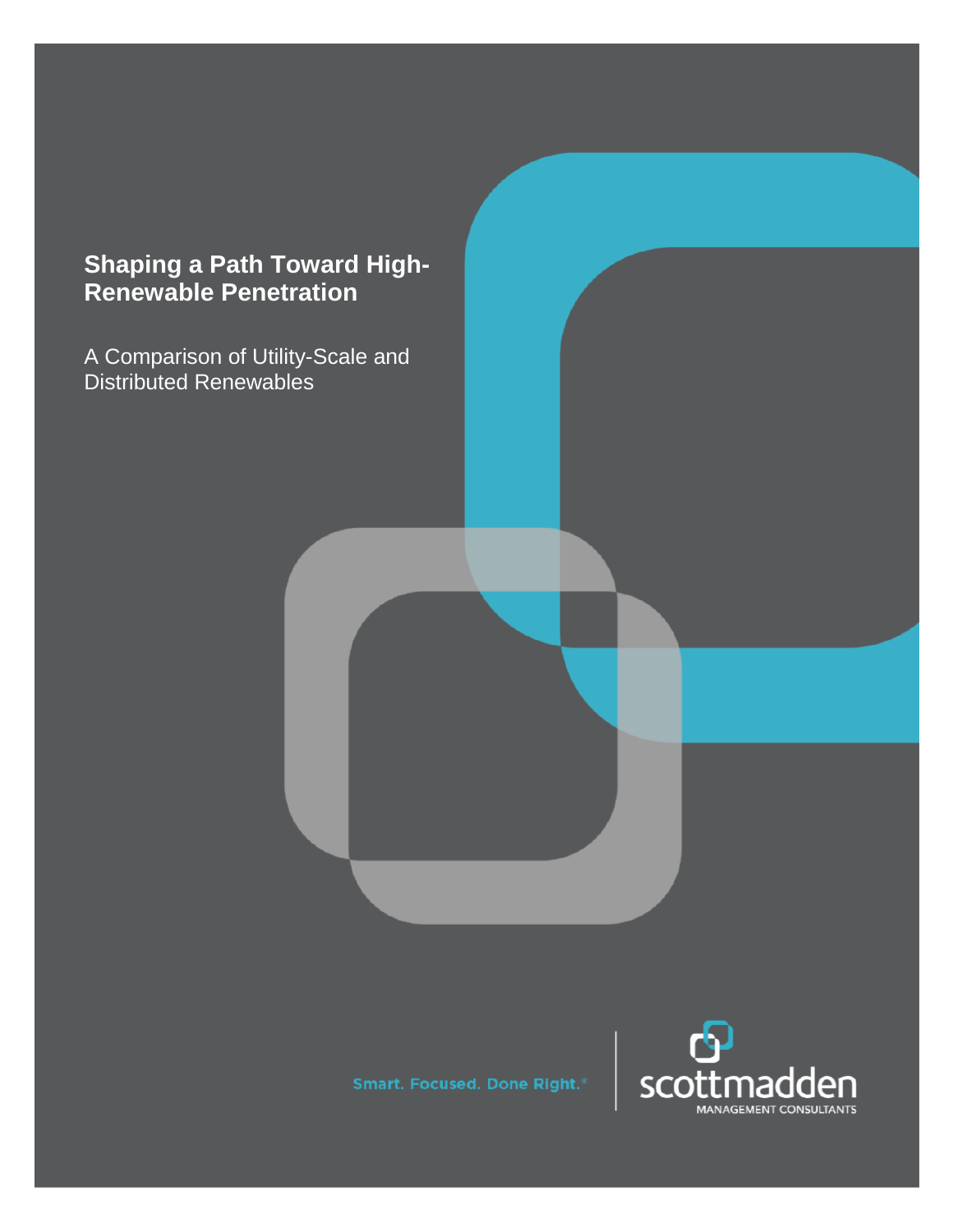# Shaping a Path Toward High-Renewable Penetration

A Comparison of Utility-Scale and Distributed Renewables

Smart. Focused. Done Right.®

scottmadden
MANAGEMENT CONSULTANTS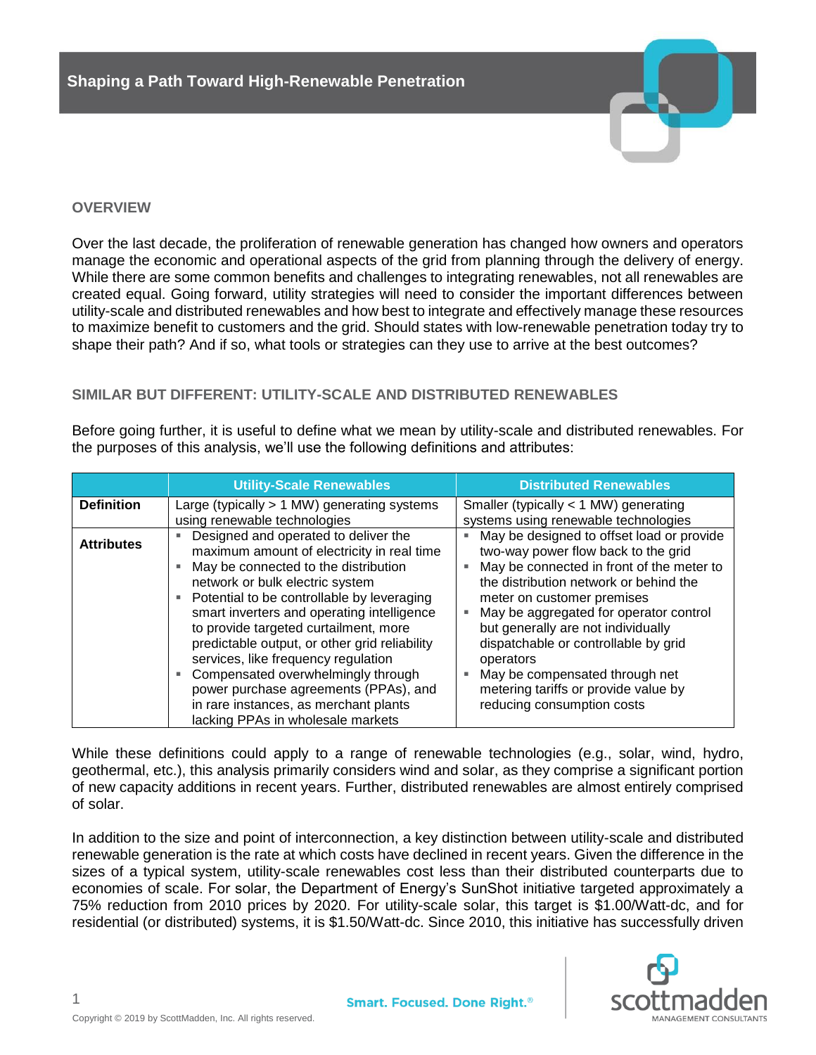## OVERVIEW

Over the last decade, the proliferation of renewable generation has changed how owners and operators manage the economic and operational aspects of the grid from planning through the delivery of energy. While there are some common benefits and challenges to integrating renewables, not all renewables are created equal. Going forward, utility strategies will need to consider the important differences between utility-scale and distributed renewables and how best to integrate and effectively manage these resources to maximize benefit to customers and the grid. Should states with low-renewable penetration today try to shape their path? And if so, what tools or strategies can they use to arrive at the best outcomes?

## SIMILAR BUT DIFFERENT: UTILITY-SCALE AND DISTRIBUTED RENEWABLES

Before going further, it is useful to define what we mean by utility-scale and distributed renewables. For the purposes of this analysis, we'll use the following definitions and attributes:

| | Utility-Scale Renewables | Distributed Renewables |
|---|---|---|
| **Definition** | Large (typically > 1 MW) generating systems using renewable technologies | Smaller (typically < 1 MW) generating systems using renewable technologies |
| **Attributes** | ▪ Designed and operated to deliver the maximum amount of electricity in real time<br>▪ May be connected to the distribution network or bulk electric system<br>▪ Potential to be controllable by leveraging smart inverters and operating intelligence to provide targeted curtailment, more predictable output, or other grid reliability services, like frequency regulation<br>▪ Compensated overwhelmingly through power purchase agreements (PPAs), and in rare instances, as merchant plants lacking PPAs in wholesale markets | ▪ May be designed to offset load or provide two-way power flow back to the grid<br>▪ May be connected in front of the meter to the distribution network or behind the meter on customer premises<br>▪ May be aggregated for operator control but generally are not individually dispatchable or controllable by grid operators<br>▪ May be compensated through net metering tariffs or provide value by reducing consumption costs |

While these definitions could apply to a range of renewable technologies (e.g., solar, wind, hydro, geothermal, etc.), this analysis primarily considers wind and solar, as they comprise a significant portion of new capacity additions in recent years. Further, distributed renewables are almost entirely comprised of solar.

In addition to the size and point of interconnection, a key distinction between utility-scale and distributed renewable generation is the rate at which costs have declined in recent years. Given the difference in the sizes of a typical system, utility-scale renewables cost less than their distributed counterparts due to economies of scale. For solar, the Department of Energy's SunShot initiative targeted approximately a 75% reduction from 2010 prices by 2020. For utility-scale solar, this target is \$1.00/Watt-dc, and for residential (or distributed) systems, it is \$1.50/Watt-dc. Since 2010, this initiative has successfully driven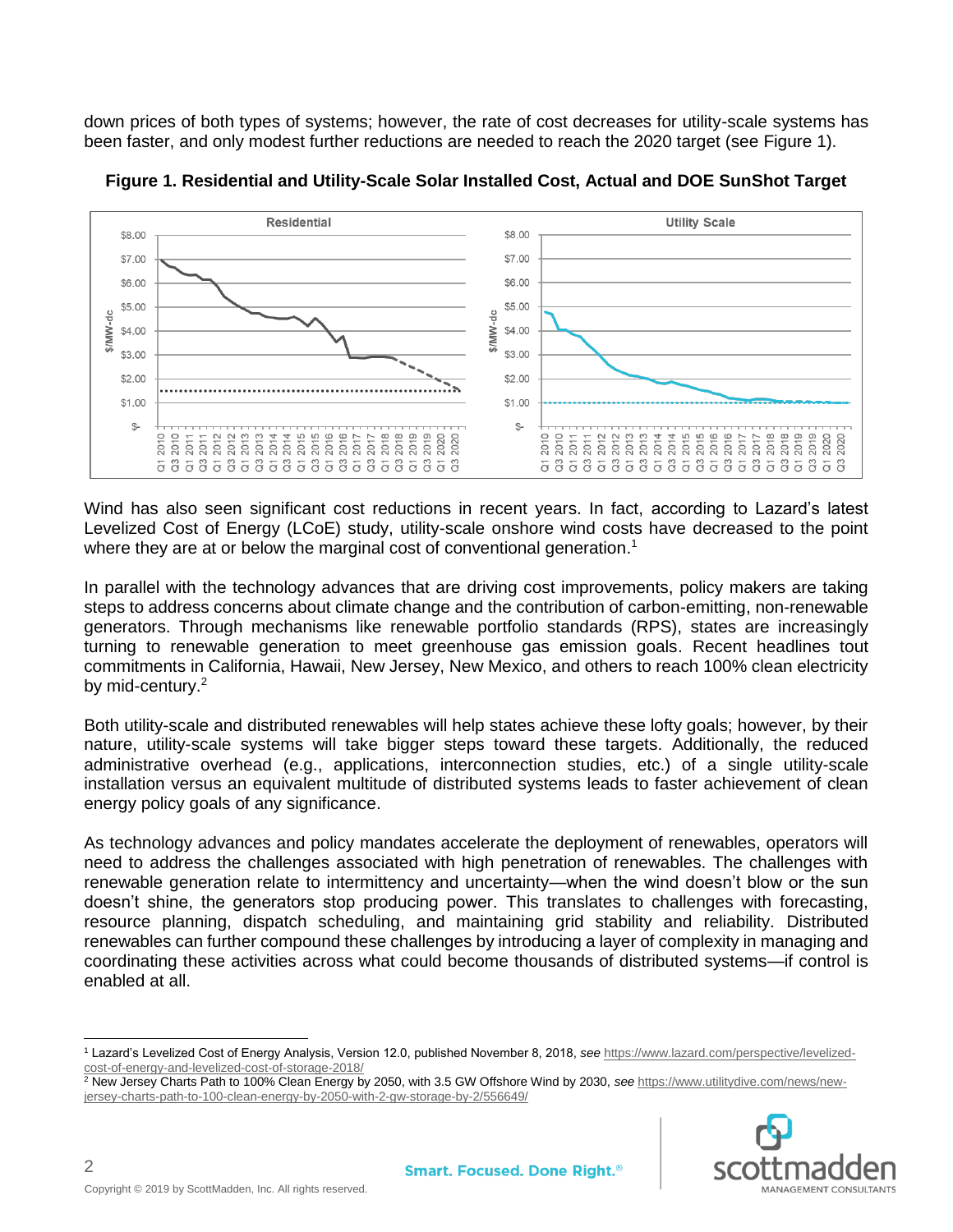down prices of both types of systems; however, the rate of cost decreases for utility-scale systems has been faster, and only modest further reductions are needed to reach the 2020 target (see Figure 1).

**Figure 1. Residential and Utility-Scale Solar Installed Cost, Actual and DOE SunShot Target**

Wind has also seen significant cost reductions in recent years. In fact, according to Lazard's latest Levelized Cost of Energy (LCoE) study, utility-scale onshore wind costs have decreased to the point where they are at or below the marginal cost of conventional generation.[1]

In parallel with the technology advances that are driving cost improvements, policy makers are taking steps to address concerns about climate change and the contribution of carbon-emitting, non-renewable generators. Through mechanisms like renewable portfolio standards (RPS), states are increasingly turning to renewable generation to meet greenhouse gas emission goals. Recent headlines tout commitments in California, Hawaii, New Jersey, New Mexico, and others to reach 100% clean electricity by mid-century.[2]

Both utility-scale and distributed renewables will help states achieve these lofty goals; however, by their nature, utility-scale systems will take bigger steps toward these targets. Additionally, the reduced administrative overhead (e.g., applications, interconnection studies, etc.) of a single utility-scale installation versus an equivalent multitude of distributed systems leads to faster achievement of clean energy policy goals of any significance.

As technology advances and policy mandates accelerate the deployment of renewables, operators will need to address the challenges associated with high penetration of renewables. The challenges with renewable generation relate to intermittency and uncertainty—when the wind doesn't blow or the sun doesn't shine, the generators stop producing power. This translates to challenges with forecasting, resource planning, dispatch scheduling, and maintaining grid stability and reliability. Distributed renewables can further compound these challenges by introducing a layer of complexity in managing and coordinating these activities across what could become thousands of distributed systems—if control is enabled at all.

---

[1] Lazard's Levelized Cost of Energy Analysis, Version 12.0, published November 8, 2018, *see* https://www.lazard.com/perspective/levelized-cost-of-energy-and-levelized-cost-of-storage-2018/

[2] New Jersey Charts Path to 100% Clean Energy by 2050, with 3.5 GW Offshore Wind by 2030, *see* https://www.utilitydive.com/news/new-jersey-charts-path-to-100-clean-energy-by-2050-with-2-gw-storage-by-2/556649/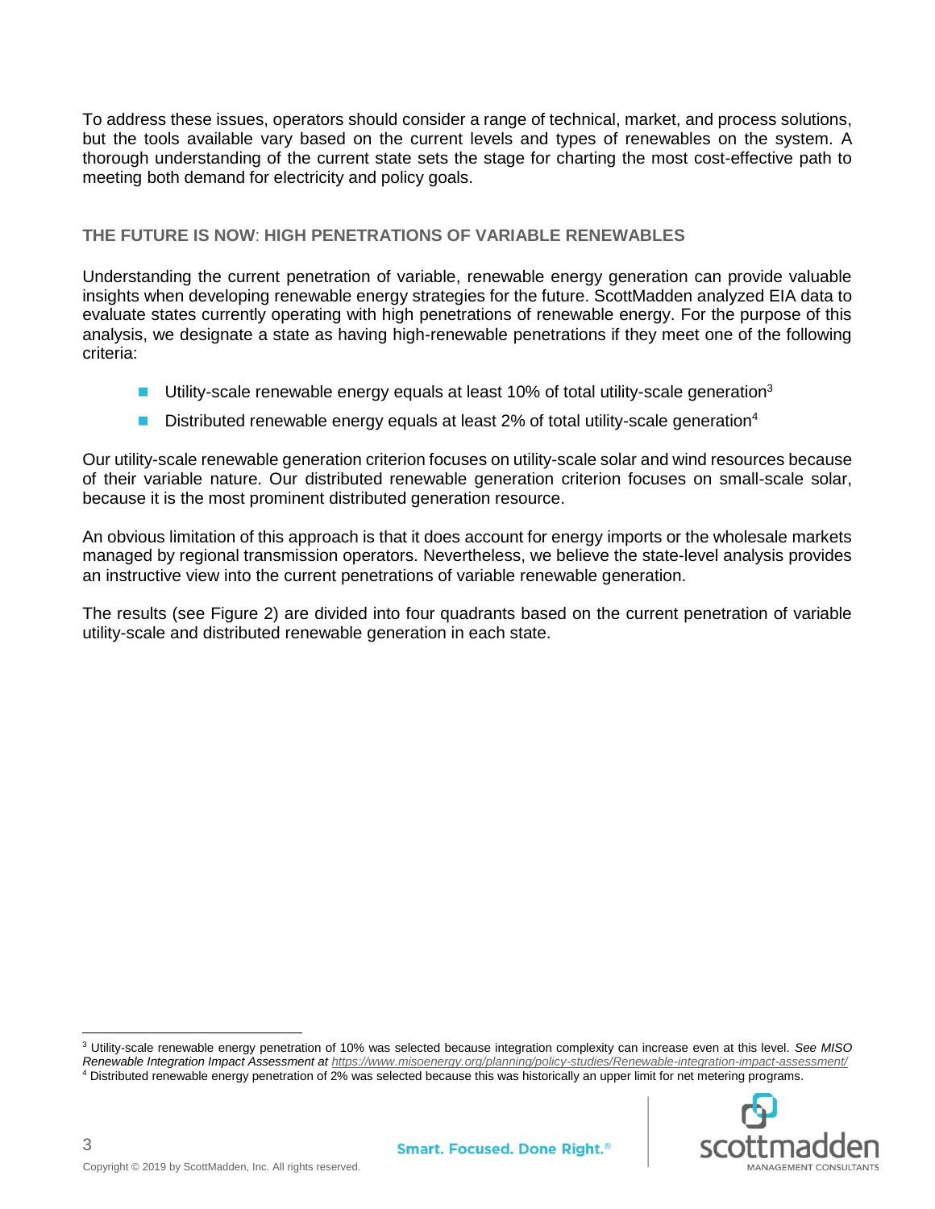To address these issues, operators should consider a range of technical, market, and process solutions, but the tools available vary based on the current levels and types of renewables on the system. A thorough understanding of the current state sets the stage for charting the most cost-effective path to meeting both demand for electricity and policy goals.

### THE FUTURE IS NOW: HIGH PENETRATIONS OF VARIABLE RENEWABLES

Understanding the current penetration of variable, renewable energy generation can provide valuable insights when developing renewable energy strategies for the future. ScottMadden analyzed EIA data to evaluate states currently operating with high penetrations of renewable energy. For the purpose of this analysis, we designate a state as having high-renewable penetrations if they meet one of the following criteria:

- Utility-scale renewable energy equals at least 10% of total utility-scale generation[3]
- Distributed renewable energy equals at least 2% of total utility-scale generation[4]

Our utility-scale renewable generation criterion focuses on utility-scale solar and wind resources because of their variable nature. Our distributed renewable generation criterion focuses on small-scale solar, because it is the most prominent distributed generation resource.

An obvious limitation of this approach is that it does account for energy imports or the wholesale markets managed by regional transmission operators. Nevertheless, we believe the state-level analysis provides an instructive view into the current penetrations of variable renewable generation.

The results (see Figure 2) are divided into four quadrants based on the current penetration of variable utility-scale and distributed renewable generation in each state.

---

[3] Utility-scale renewable energy penetration of 10% was selected because integration complexity can increase even at this level. *See MISO Renewable Integration Impact Assessment at* https://www.misoenergy.org/planning/policy-studies/Renewable-integration-impact-assessment/

[4] Distributed renewable energy penetration of 2% was selected because this was historically an upper limit for net metering programs.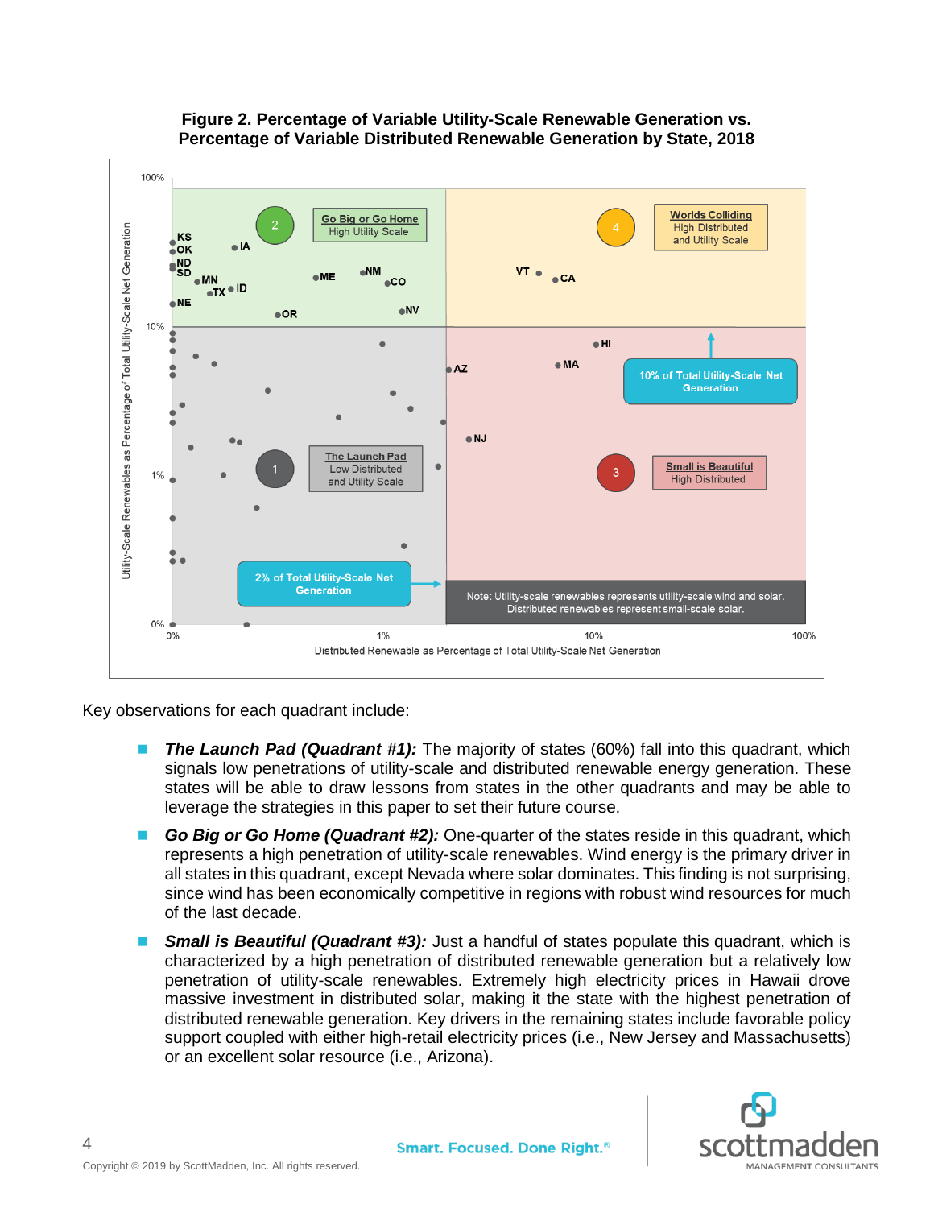**Figure 2. Percentage of Variable Utility-Scale Renewable Generation vs. Percentage of Variable Distributed Renewable Generation by State, 2018**

Key observations for each quadrant include:

- ***The Launch Pad (Quadrant #1):*** The majority of states (60%) fall into this quadrant, which signals low penetrations of utility-scale and distributed renewable energy generation. These states will be able to draw lessons from states in the other quadrants and may be able to leverage the strategies in this paper to set their future course.
- ***Go Big or Go Home (Quadrant #2):*** One-quarter of the states reside in this quadrant, which represents a high penetration of utility-scale renewables. Wind energy is the primary driver in all states in this quadrant, except Nevada where solar dominates. This finding is not surprising, since wind has been economically competitive in regions with robust wind resources for much of the last decade.
- ***Small is Beautiful (Quadrant #3):*** Just a handful of states populate this quadrant, which is characterized by a high penetration of distributed renewable generation but a relatively low penetration of utility-scale renewables. Extremely high electricity prices in Hawaii drove massive investment in distributed solar, making it the state with the highest penetration of distributed renewable generation. Key drivers in the remaining states include favorable policy support coupled with either high-retail electricity prices (i.e., New Jersey and Massachusetts) or an excellent solar resource (i.e., Arizona).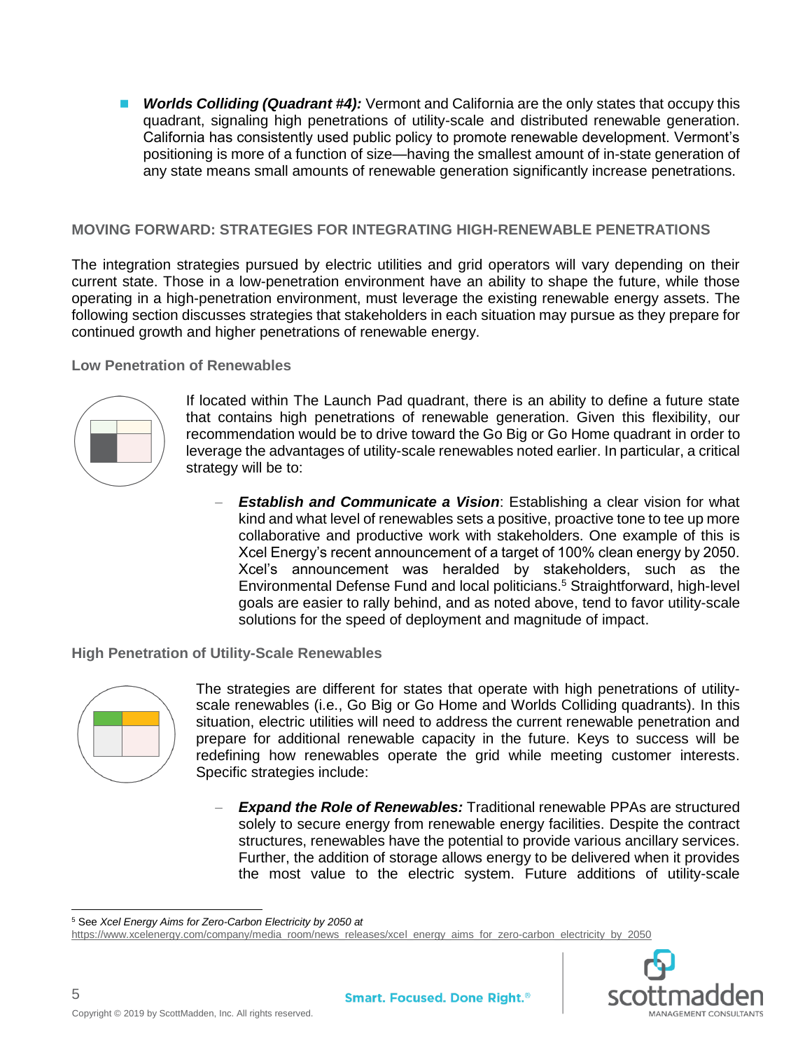- ***Worlds Colliding (Quadrant #4):*** Vermont and California are the only states that occupy this quadrant, signaling high penetrations of utility-scale and distributed renewable generation. California has consistently used public policy to promote renewable development. Vermont's positioning is more of a function of size—having the smallest amount of in-state generation of any state means small amounts of renewable generation significantly increase penetrations.

## MOVING FORWARD: STRATEGIES FOR INTEGRATING HIGH-RENEWABLE PENETRATIONS

The integration strategies pursued by electric utilities and grid operators will vary depending on their current state. Those in a low-penetration environment have an ability to shape the future, while those operating in a high-penetration environment, must leverage the existing renewable energy assets. The following section discusses strategies that stakeholders in each situation may pursue as they prepare for continued growth and higher penetrations of renewable energy.

### Low Penetration of Renewables

If located within The Launch Pad quadrant, there is an ability to define a future state that contains high penetrations of renewable generation. Given this flexibility, our recommendation would be to drive toward the Go Big or Go Home quadrant in order to leverage the advantages of utility-scale renewables noted earlier. In particular, a critical strategy will be to:

- ***Establish and Communicate a Vision***: Establishing a clear vision for what kind and what level of renewables sets a positive, proactive tone to tee up more collaborative and productive work with stakeholders. One example of this is Xcel Energy's recent announcement of a target of 100% clean energy by 2050. Xcel's announcement was heralded by stakeholders, such as the Environmental Defense Fund and local politicians.[5] Straightforward, high-level goals are easier to rally behind, and as noted above, tend to favor utility-scale solutions for the speed of deployment and magnitude of impact.

### High Penetration of Utility-Scale Renewables

The strategies are different for states that operate with high penetrations of utility-scale renewables (i.e., Go Big or Go Home and Worlds Colliding quadrants). In this situation, electric utilities will need to address the current renewable penetration and prepare for additional renewable capacity in the future. Keys to success will be redefining how renewables operate the grid while meeting customer interests. Specific strategies include:

- ***Expand the Role of Renewables:*** Traditional renewable PPAs are structured solely to secure energy from renewable energy facilities. Despite the contract structures, renewables have the potential to provide various ancillary services. Further, the addition of storage allows energy to be delivered when it provides the most value to the electric system. Future additions of utility-scale

[5] See *Xcel Energy Aims for Zero-Carbon Electricity by 2050 at* https://www.xcelenergy.com/company/media_room/news_releases/xcel_energy_aims_for_zero-carbon_electricity_by_2050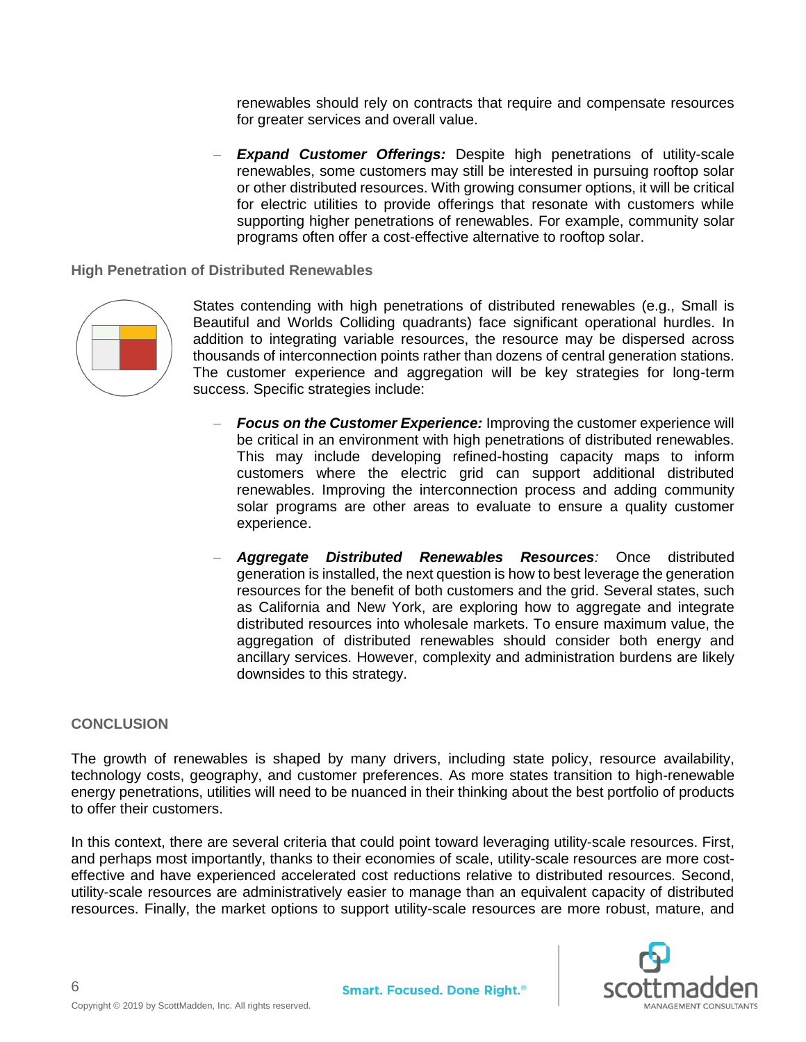renewables should rely on contracts that require and compensate resources for greater services and overall value.

- ***Expand Customer Offerings:*** Despite high penetrations of utility-scale renewables, some customers may still be interested in pursuing rooftop solar or other distributed resources. With growing consumer options, it will be critical for electric utilities to provide offerings that resonate with customers while supporting higher penetrations of renewables. For example, community solar programs often offer a cost-effective alternative to rooftop solar.

### High Penetration of Distributed Renewables

States contending with high penetrations of distributed renewables (e.g., Small is Beautiful and Worlds Colliding quadrants) face significant operational hurdles. In addition to integrating variable resources, the resource may be dispersed across thousands of interconnection points rather than dozens of central generation stations. The customer experience and aggregation will be key strategies for long-term success. Specific strategies include:

- ***Focus on the Customer Experience:*** Improving the customer experience will be critical in an environment with high penetrations of distributed renewables. This may include developing refined-hosting capacity maps to inform customers where the electric grid can support additional distributed renewables. Improving the interconnection process and adding community solar programs are other areas to evaluate to ensure a quality customer experience.

- ***Aggregate Distributed Renewables Resources****:* Once distributed generation is installed, the next question is how to best leverage the generation resources for the benefit of both customers and the grid. Several states, such as California and New York, are exploring how to aggregate and integrate distributed resources into wholesale markets. To ensure maximum value, the aggregation of distributed renewables should consider both energy and ancillary services. However, complexity and administration burdens are likely downsides to this strategy.

## CONCLUSION

The growth of renewables is shaped by many drivers, including state policy, resource availability, technology costs, geography, and customer preferences. As more states transition to high-renewable energy penetrations, utilities will need to be nuanced in their thinking about the best portfolio of products to offer their customers.

In this context, there are several criteria that could point toward leveraging utility-scale resources. First, and perhaps most importantly, thanks to their economies of scale, utility-scale resources are more cost-effective and have experienced accelerated cost reductions relative to distributed resources. Second, utility-scale resources are administratively easier to manage than an equivalent capacity of distributed resources. Finally, the market options to support utility-scale resources are more robust, mature, and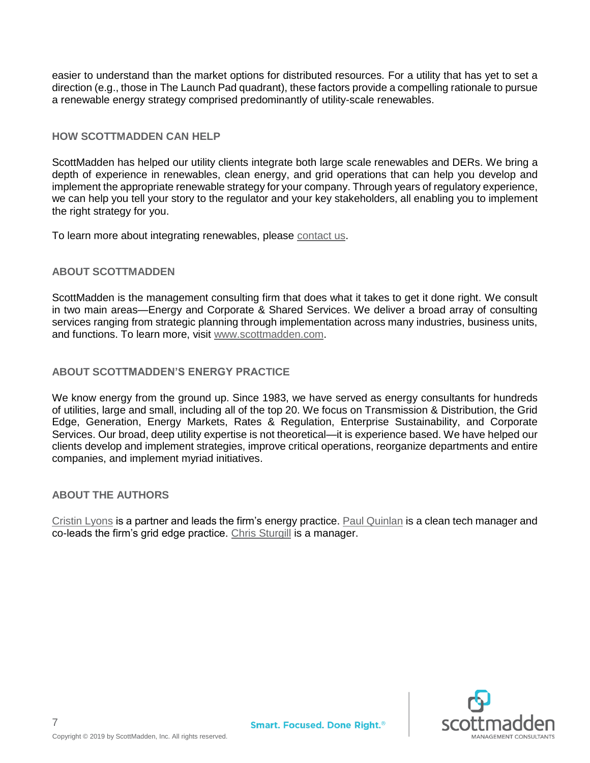easier to understand than the market options for distributed resources. For a utility that has yet to set a direction (e.g., those in The Launch Pad quadrant), these factors provide a compelling rationale to pursue a renewable energy strategy comprised predominantly of utility-scale renewables.

### HOW SCOTTMADDEN CAN HELP

ScottMadden has helped our utility clients integrate both large scale renewables and DERs. We bring a depth of experience in renewables, clean energy, and grid operations that can help you develop and implement the appropriate renewable strategy for your company. Through years of regulatory experience, we can help you tell your story to the regulator and your key stakeholders, all enabling you to implement the right strategy for you.

To learn more about integrating renewables, please contact us.

### ABOUT SCOTTMADDEN

ScottMadden is the management consulting firm that does what it takes to get it done right. We consult in two main areas—Energy and Corporate & Shared Services. We deliver a broad array of consulting services ranging from strategic planning through implementation across many industries, business units, and functions. To learn more, visit www.scottmadden.com.

### ABOUT SCOTTMADDEN'S ENERGY PRACTICE

We know energy from the ground up. Since 1983, we have served as energy consultants for hundreds of utilities, large and small, including all of the top 20. We focus on Transmission & Distribution, the Grid Edge, Generation, Energy Markets, Rates & Regulation, Enterprise Sustainability, and Corporate Services. Our broad, deep utility expertise is not theoretical—it is experience based. We have helped our clients develop and implement strategies, improve critical operations, reorganize departments and entire companies, and implement myriad initiatives.

### ABOUT THE AUTHORS

Cristin Lyons is a partner and leads the firm's energy practice. Paul Quinlan is a clean tech manager and co-leads the firm's grid edge practice. Chris Sturgill is a manager.